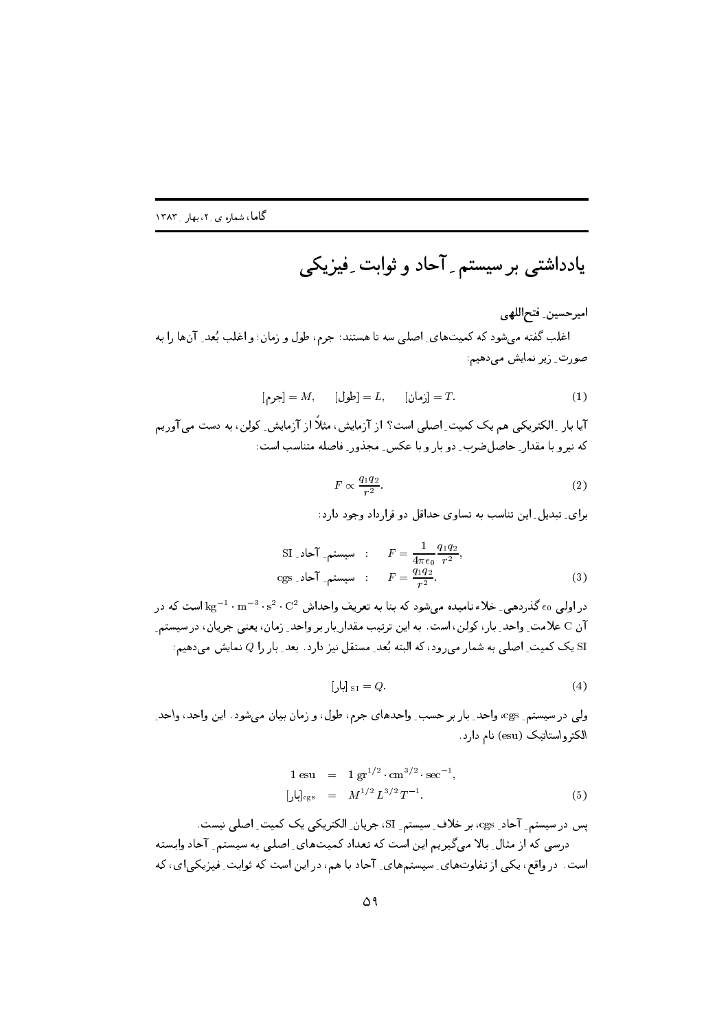# یادداشتی بر سیستمِ آحاد و ثوابتِ فیزیکی

**امیرحسین فتح‌اللهی**

اغلب گفته می‌شود که کمیت‌های اصلی سه تا هستند: جرم، طول و زمان؛ و اغلب بُعدِ آن‌ها را به صورتِ زیر نمایش می‌دهیم:

$$[\text{جرم}] = M, \qquad [\text{طول}] = L, \qquad [\text{زمان}] = T. \tag{1}$$

آیا بارِ الکتریکی هم یک کمیتِ اصلی است؟ از آزمایش، مثلاً از آزمایشِ کولن، به دست می‌آوریم که نیرو با مقدارِ حاصل‌ضربِ دو بار و با عکسِ مجذورِ فاصله متناسب است:

$$F \propto \frac{q_1 q_2}{r^2}. \tag{2}$$

برای تبدیلِ این تناسب به تساوی حداقل دو قرارداد وجود دارد:

$$\begin{aligned} \text{SI سیستمِ آحادِ} &: \quad F = \frac{1}{4\pi\epsilon_0}\frac{q_1 q_2}{r^2}, \\ \text{cgs سیستمِ آحادِ} &: \quad F = \frac{q_1 q_2}{r^2}. \end{aligned} \tag{3}$$

در اولی $\epsilon_0$ گذردهیِ خلاء نامیده می‌شود که بنا به تعریف واحداش $\mathrm{kg^{-1} \cdot m^{-3} \cdot s^2 \cdot C^2}$ است که در آن C علامتِ واحدِ بار، کولن، است. به این ترتیب مقدارِ بار بر واحدِ زمان، یعنی جریان، در سیستمِ SI یک کمیتِ اصلی به شمار می‌رود، که البته بُعدِ مستقل نیز دارد. بعدِ بار را $Q$ نمایش می‌دهیم:

$$[\text{بار}]_{\text{SI}} = Q. \tag{4}$$

ولی در سیستمِ cgs، واحدِ بار بر حسبِ واحدهای جرم، طول، و زمان بیان می‌شود. این واحد، واحدِ الکترواستاتیک (esu) نام دارد.

$$\begin{aligned} 1\ \text{esu} &= 1\ \mathrm{gr^{1/2} \cdot cm^{3/2} \cdot sec^{-1}}, \\ [\text{بار}]_{\text{cgs}} &= M^{1/2} L^{3/2} T^{-1}. \end{aligned} \tag{5}$$

پس در سیستمِ آحادِ cgs، بر خلافِ سیستمِ SI، جریانِ الکتریکی یک کمیتِ اصلی نیست.

درسی که از مثالِ بالا می‌گیریم این است که تعداد کمیت‌های اصلی به سیستمِ آحاد وابسته است. در واقع، یکی از تفاوت‌های سیستم‌های آحاد با هم، در این است که ثوابتِ فیزیکی‌ای، که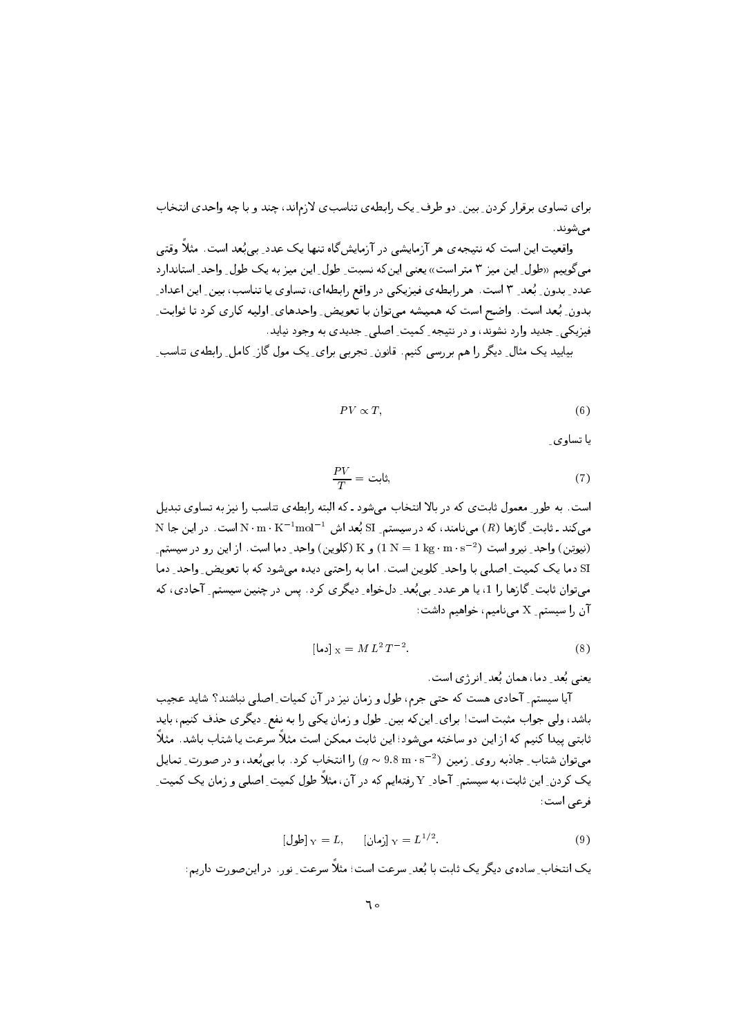برای تساوی برقرار کردن ِ بین ِ دو طرف ِ یک رابطه‌ی تناسب‌ی لازم‌اند، چند و با چه واحدی انتخاب می‌شوند.

واقعیت این است که نتیجه‌ی هر آزمایشی در آزمایش‌گاه تنها یک عدد ِ بی‌بُعد است. مثلاً وقتی می‌گوییم «طول ِ این میز ۳ متر است» یعنی این‌که نسبت ِ طول ِ این میز به یک طول ِ واحد ِ استاندارد عدد ِ بدون ِ بُعد ِ ۳ است. هر رابطه‌ی فیزیکی در واقع رابطه‌ای، تساوی یا تناسب، بین ِ این اعداد ِ بدون ِ بُعد است. واضح است که همیشه می‌توان با تعویض ِ واحدهای ِ اولیه کاری کرد تا ثوابت ِ فیزیکی ِ جدید وارد نشوند، و در نتیجه ِ کمیت ِ اصلی ِ جدیدی به وجود نیاید.

بیایید یک مثال ِ دیگر را هم بررسی کنیم. قانون ِ تجربی برای ِ یک مول گاز ِ کامل ِ رابطه‌ی تناسب ِ

$$PV \propto T, \tag{6}$$

یا تساوی ِ

$$\frac{PV}{T} = \text{ثابت}, \tag{7}$$

است. به طور ِ معمول ثابت‌ی که در بالا انتخاب می‌شود ـ که البته رابطه‌ی تناسب را نیز به تساوی تبدیل می‌کند ـ ثابت ِ گازها ($R$) می‌نامند، که در سیستم ِ SI بُعد اش $\mathrm{N\cdot m\cdot K^{-1}mol^{-1}}$ است. در این جا N (نیوتن) واحد ِ نیرو است ($1\ \mathrm{N} = 1\ \mathrm{kg\cdot m\cdot s^{-2}}$) و K (کلوین) واحد ِ دما است. از این رو در سیستم ِ SI دما یک کمیت ِ اصلی با واحد ِ کلوین است. اما به راحتی دیده می‌شود که با تعویض ِ واحد ِ دما می‌توان ثابت ِ گازها را 1، یا هر عدد ِ بی‌بُعد ِ دل‌خواه ِ دیگری کرد. پس در چنین سیستم ِ آحادی، که آن را سیستم ِ X می‌نامیم، خواهیم داشت:

$$[\text{دما}]_{\mathrm{X}} = M\,L^2\,T^{-2}. \tag{8}$$

یعنی بُعد ِ دما، همان بُعد ِ انرژی است.

آیا سیستم ِ آحادی هست که حتی جرم، طول و زمان نیز در آن کمیات ِ اصلی نباشند؟ شاید عجیب باشد، ولی جواب مثبت است! برای ِ این‌که بین ِ طول و زمان یکی را به نفع ِ دیگری حذف کنیم، باید ثابتی پیدا کنیم که از این دو ساخته می‌شود؛ این ثابت ممکن است مثلاً سرعت یا شتاب باشد. مثلاً می‌توان شتاب ِ جاذبه روی ِ زمین ($g \sim 9.8\ \mathrm{m\cdot s^{-2}}$) را انتخاب کرد. با بی‌بُعد، و در صورت ِ تمایل یک کردن ِ این ثابت، به سیستم ِ آحاد ِ Y رفته‌ایم که در آن، مثلاً طول کمیت ِ اصلی و زمان یک کمیت ِ فرعی است:

$$[\text{طول}]_{\mathrm{Y}} = L, \qquad [\text{زمان}]_{\mathrm{Y}} = L^{1/2}. \tag{9}$$

یک انتخاب ِ ساده‌ی دیگر یک ثابت با بُعد ِ سرعت است؛ مثلاً سرعت ِ نور. در این‌صورت داریم: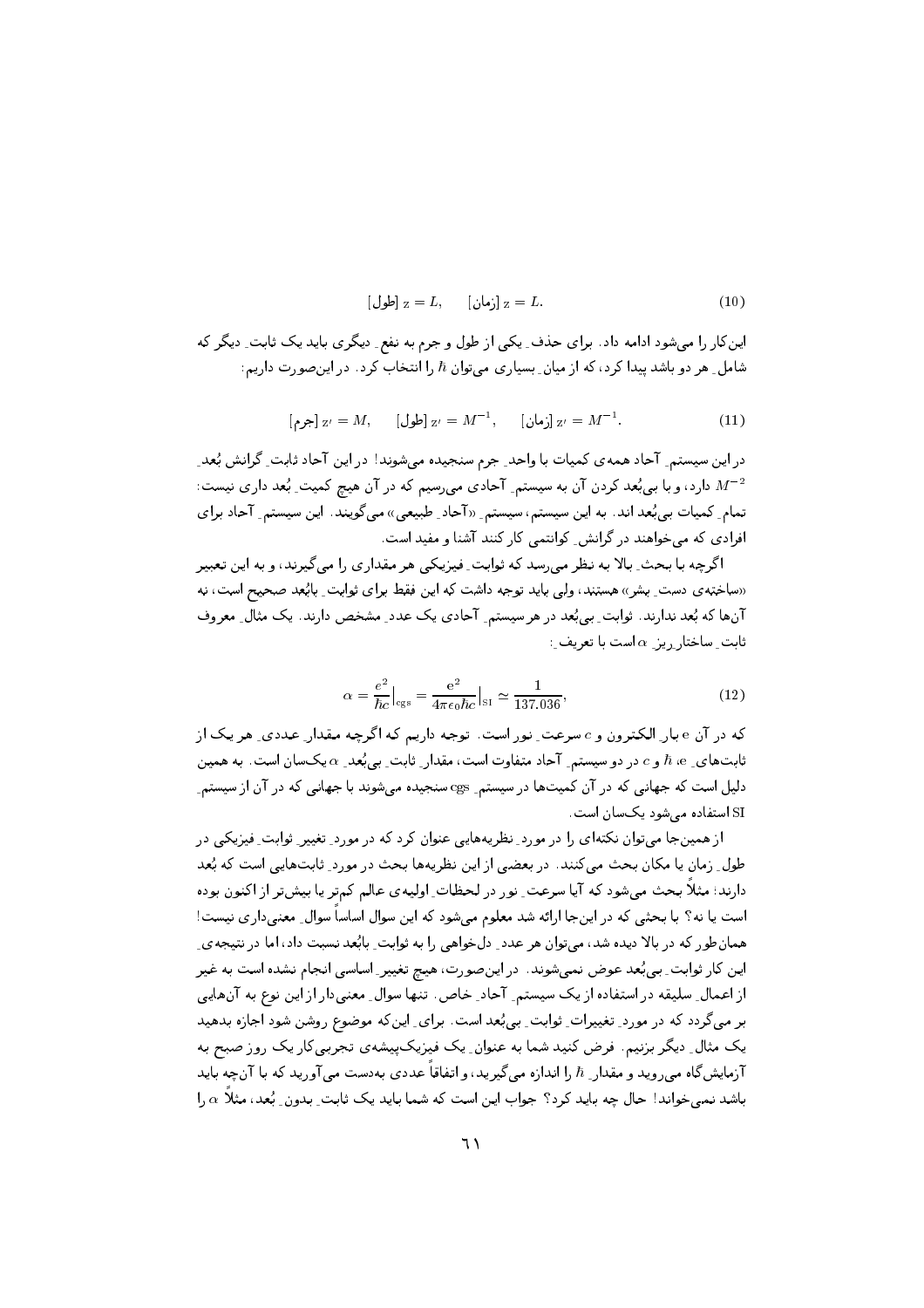$$[\text{طول}]_{\text{Z}} = L, \qquad [\text{زمان}]_{\text{Z}} = L. \tag{10}$$

این‌کار را می‌شود ادامه داد. برای حذفِ یکی از طول و جرم به نفعِ دیگری باید یک ثابتِ دیگر که شاملِ هر دو باشد پیدا کرد، که از میانِ بسیاری می‌توان $\hbar$ را انتخاب کرد. در این‌صورت داریم:

$$[\text{جرم}]_{\text{Z}'} = M, \qquad [\text{طول}]_{\text{Z}'} = M^{-1}, \qquad [\text{زمان}]_{\text{Z}'} = M^{-1}. \tag{11}$$

در این سیستمِ آحاد همه‌ی کمیات با واحدِ جرم سنجیده می‌شوند! در این آحاد ثابتِ گرانش بُعدِ $M^{-2}$ دارد، و با بی‌بُعد کردن آن به سیستمِ آحادی می‌رسیم که در آن هیچ کمیتِ بُعد داری نیست: تمامِ کمیات بی‌بُعد اند. به این سیستم، سیستمِ «آحادِ طبیعی» می‌گویند. این سیستمِ آحاد برای افرادی که می‌خواهند در گرانشِ کوانتمی کار کنند آشنا و مفید است.

اگرچه با بحثِ بالا به نظر می‌رسد که ثوابتِ فیزیکی هر مقداری را می‌گیرند، و به این تعبیر «ساخته‌ی دستِ بشر» هستند، ولی باید توجه داشت که این فقط برای ثوابتِ بابُعد صحیح است، نه آن‌ها که بُعد ندارند. ثوابتِ بی‌بُعد در هر سیستمِ آحادی یک عددِ مشخص دارند. یک مثالِ معروف ثابتِ ساختارِ ریزِ $\alpha$ است با تعریفِ:

$$\alpha = \frac{e^2}{\hbar c}\Big|_{\text{cgs}} = \frac{\text{e}^2}{4\pi\epsilon_0\hbar c}\Big|_{\text{SI}} \simeq \frac{1}{137.036}, \tag{12}$$

که در آن e بارِ الکترون و $c$ سرعتِ نور است. توجه داریم که اگرچه مقدارِ عددیِ هر یک از ثابت‌های e، $\hbar$ و $c$ در دو سیستمِ آحاد متفاوت است، مقدارِ ثابتِ بی‌بُعدِ $\alpha$ یک‌سان است. به همین دلیل است که جهانی که در آن کمیت‌ها در سیستمِ cgs سنجیده می‌شوند با جهانی که در آن از سیستمِ SI استفاده می‌شود یک‌سان است.

از همین‌جا می‌توان نکته‌ای را در موردِ نظریه‌هایی عنوان کرد که در موردِ تغییرِ ثوابتِ فیزیکی در طولِ زمان یا مکان بحث می‌کنند. در بعضی از این نظریه‌ها بحث در موردِ ثابت‌هایی است که بُعد دارند؛ مثلاً بحث می‌شود که آیا سرعتِ نور در لحظاتِ اولیه‌ی عالم کم‌تر یا بیش‌تر از اکنون بوده است یا نه؟ با بحثی که در این‌جا ارائه شد معلوم می‌شود که این سوال اساساً سوالِ معنی‌داری نیست! همان‌طور که در بالا دیده شد، می‌توان هر عددِ دل‌خواهی را به ثوابتِ بابُعد نسبت داد، اما در نتیجه‌ی این کار ثوابتِ بی‌بُعد عوض نمی‌شوند. در این‌صورت، هیچ تغییرِ اساسی انجام نشده است به غیر از اعمالِ سلیقه در استفاده از یک سیستمِ آحادِ خاص. تنها سوالِ معنی‌دار از این نوع به آن‌هایی بر می‌گردد که در موردِ تغییراتِ ثوابتِ بی‌بُعد است. برای این‌که موضوع روشن شود اجازه بدهید یک مثالِ دیگر بزنیم. فرض کنید شما به عنوانِ یک فیزیک‌پیشه‌ی تجربی‌کار یک روز صبح به آزمایش‌گاه می‌روید و مقدارِ $\hbar$ را اندازه می‌گیرید، و اتفاقاً عددی به‌دست می‌آورید که با آن‌چه باید باشد نمی‌خواند! حال چه باید کرد؟ جواب این است که شما باید یک ثابتِ بدونِ بُعد، مثلاً $\alpha$ را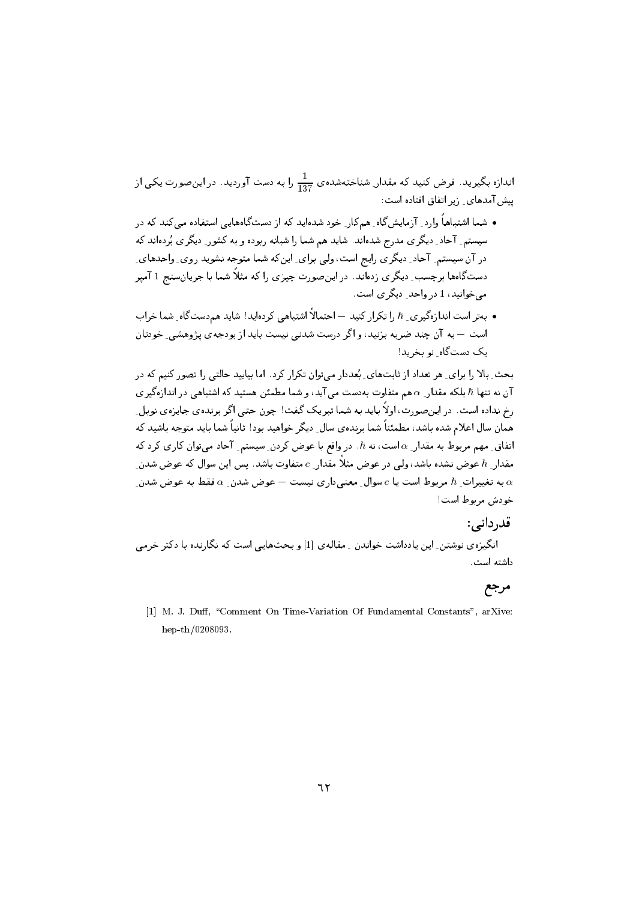اندازه بگیرید. فرض کنید که مقدارِ شناخته‌شده‌ی $\frac{1}{137}$ را به دست آوردید. در این‌صورت یکی از پیش‌آمدهای ِ زیر اتفاق افتاده است:

- شما اشتباهاً واردِ آزمایش‌گاهِ هم‌کارِ خود شده‌اید که از دست‌گاه‌هایی استفاده می‌کند که در سیستمِ آحادِ دیگری مدرج شده‌اند. شاید هم شما را شبانه ربوده و به کشورِ دیگری بُرده‌اند که در آن سیستمِ آحادِ دیگری رایج است، ولی برای ِ این‌که شما متوجه نشوید روی ِ واحدهای ِ دست‌گاه‌ها برچسبِ دیگری زده‌اند. در این‌صورت چیزی را که مثلاً شما با جریان‌سنج 1 آمپر می‌خوانید، 1 در واحدِ دیگری است.
- بهتر است اندازه‌گیری ِ $\hbar$ را تکرار کنید — احتمالاً اشتباهی کرده‌اید! شاید هم‌دست‌گاهِ شما خراب است — به آن چند ضربه بزنید، و اگر درست شدنی نیست باید از بودجه‌ی پژوهشی ِ خودتان یک دست‌گاهِ نو بخرید!

بحثِ بالا را برای ِ هر تعداد از ثابت‌های ِ بُعدداری می‌توان تکرار کرد. اما بیایید حالتی را تصور کنیم که در آن نه تنها $\hbar$ بلکه مقدارِ $\alpha$ هم متفاوت به‌دست می‌آید، و شما مطمئن هستید که اشتباهی در اندازه‌گیری رخ نداده است. در این‌صورت، اولاً باید به شما تبریک گفت! چون حتی اگر برنده‌ی جایزه‌ی نوبلِ همان سال اعلام شده باشد، مطمئناً شما برنده‌ی سالِ دیگر خواهید بود! ثانیاً شما باید متوجه باشید که اتفاقِ مهم مربوط به مقدارِ $\alpha$ است، نه $\hbar$. در واقع با عوض کردنِ سیستمِ آحاد می‌توان کاری کرد که مقدارِ $\hbar$ عوض نشده باشد، ولی در عوض مثلاً مقدارِ $c$ متفاوت باشد. پس این سوال که عوض شدنِ $\alpha$ به تغییراتِ $\hbar$ مربوط است یا $c$ سوالِ معنی‌داری نیست — عوض شدنِ $\alpha$ فقط به عوض شدنِ خودش مربوط است!

## قدردانی:

انگیزه‌ی نوشتنِ این یادداشت خواندن ِ مقاله‌ی [1] و بحث‌هایی است که نگارنده با دکتر خرمی داشته است.

## مرجع

[1] M. J. Duff, "Comment On Time-Variation Of Fundamental Constants", arXive: hep-th/0208093.